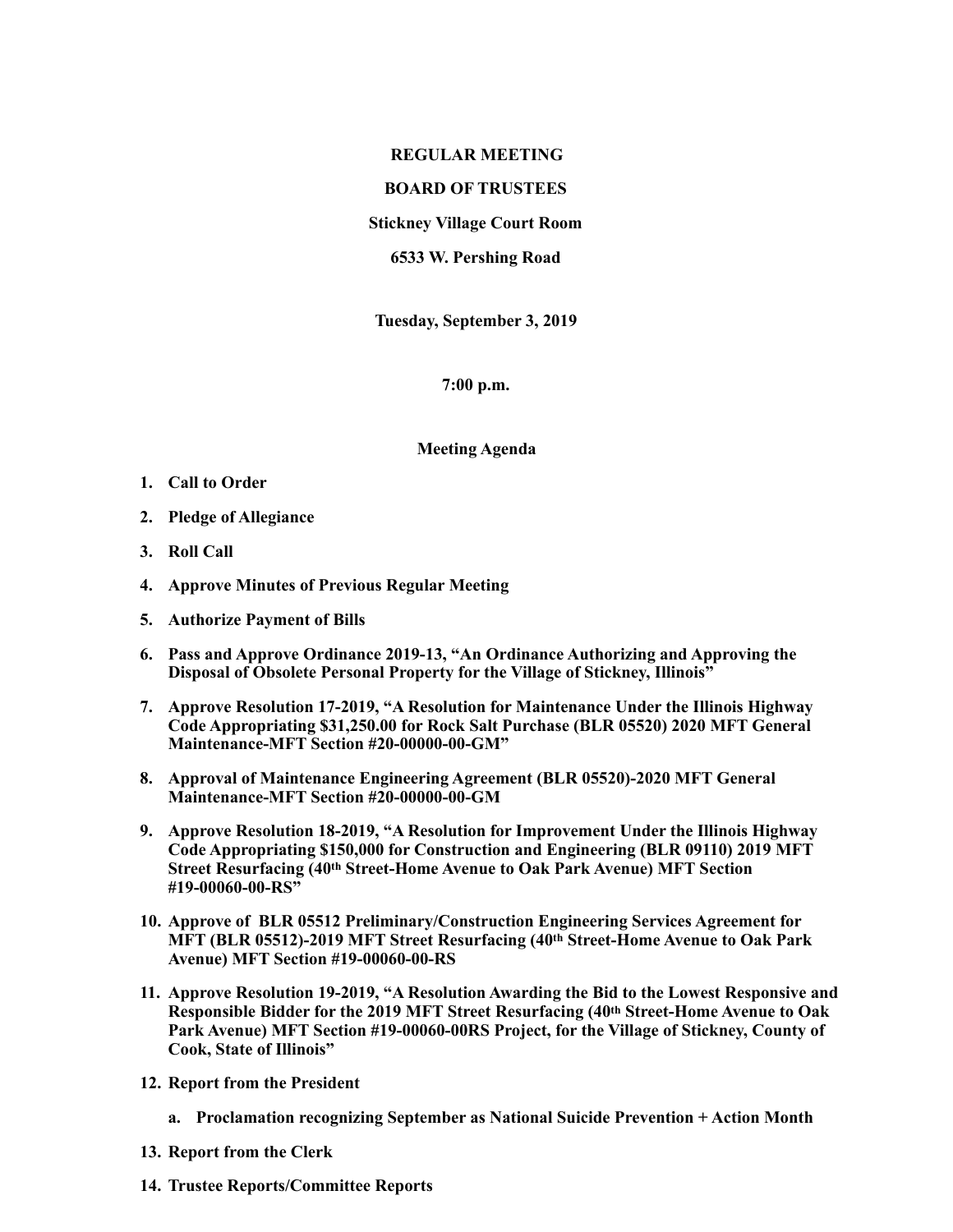**REGULAR MEETING**

**BOARD OF TRUSTEES**

**Stickney Village Court Room**

**6533 W. Pershing Road**

**Tuesday, September 3, 2019**

**7:00 p.m.**

**Meeting Agenda**

1. **Call to Order**
2. **Pledge of Allegiance**
3. **Roll Call**
4. **Approve Minutes of Previous Regular Meeting**
5. **Authorize Payment of Bills**
6. **Pass and Approve Ordinance 2019-13, "An Ordinance Authorizing and Approving the Disposal of Obsolete Personal Property for the Village of Stickney, Illinois"**
7. **Approve Resolution 17-2019, "A Resolution for Maintenance Under the Illinois Highway Code Appropriating $31,250.00 for Rock Salt Purchase (BLR 05520) 2020 MFT General Maintenance-MFT Section #20-00000-00-GM"**
8. **Approval of Maintenance Engineering Agreement (BLR 05520)-2020 MFT General Maintenance-MFT Section #20-00000-00-GM**
9. **Approve Resolution 18-2019, "A Resolution for Improvement Under the Illinois Highway Code Appropriating $150,000 for Construction and Engineering (BLR 09110) 2019 MFT Street Resurfacing (40th Street-Home Avenue to Oak Park Avenue) MFT Section #19-00060-00-RS"**
10. **Approve of BLR 05512 Preliminary/Construction Engineering Services Agreement for MFT (BLR 05512)-2019 MFT Street Resurfacing (40th Street-Home Avenue to Oak Park Avenue) MFT Section #19-00060-00-RS**
11. **Approve Resolution 19-2019, "A Resolution Awarding the Bid to the Lowest Responsive and Responsible Bidder for the 2019 MFT Street Resurfacing (40th Street-Home Avenue to Oak Park Avenue) MFT Section #19-00060-00RS Project, for the Village of Stickney, County of Cook, State of Illinois"**
12. **Report from the President**
    a. **Proclamation recognizing September as National Suicide Prevention + Action Month**
13. **Report from the Clerk**
14. **Trustee Reports/Committee Reports**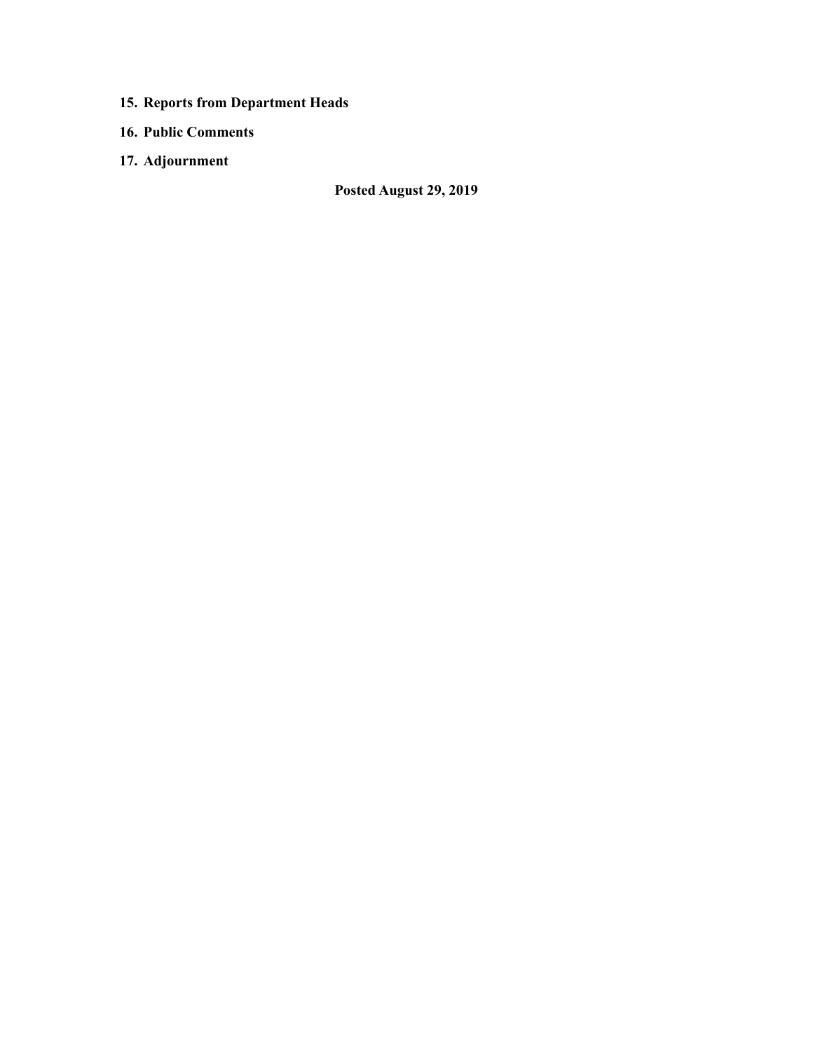15. **Reports from Department Heads**

16. **Public Comments**

17. **Adjournment**

**Posted August 29, 2019**